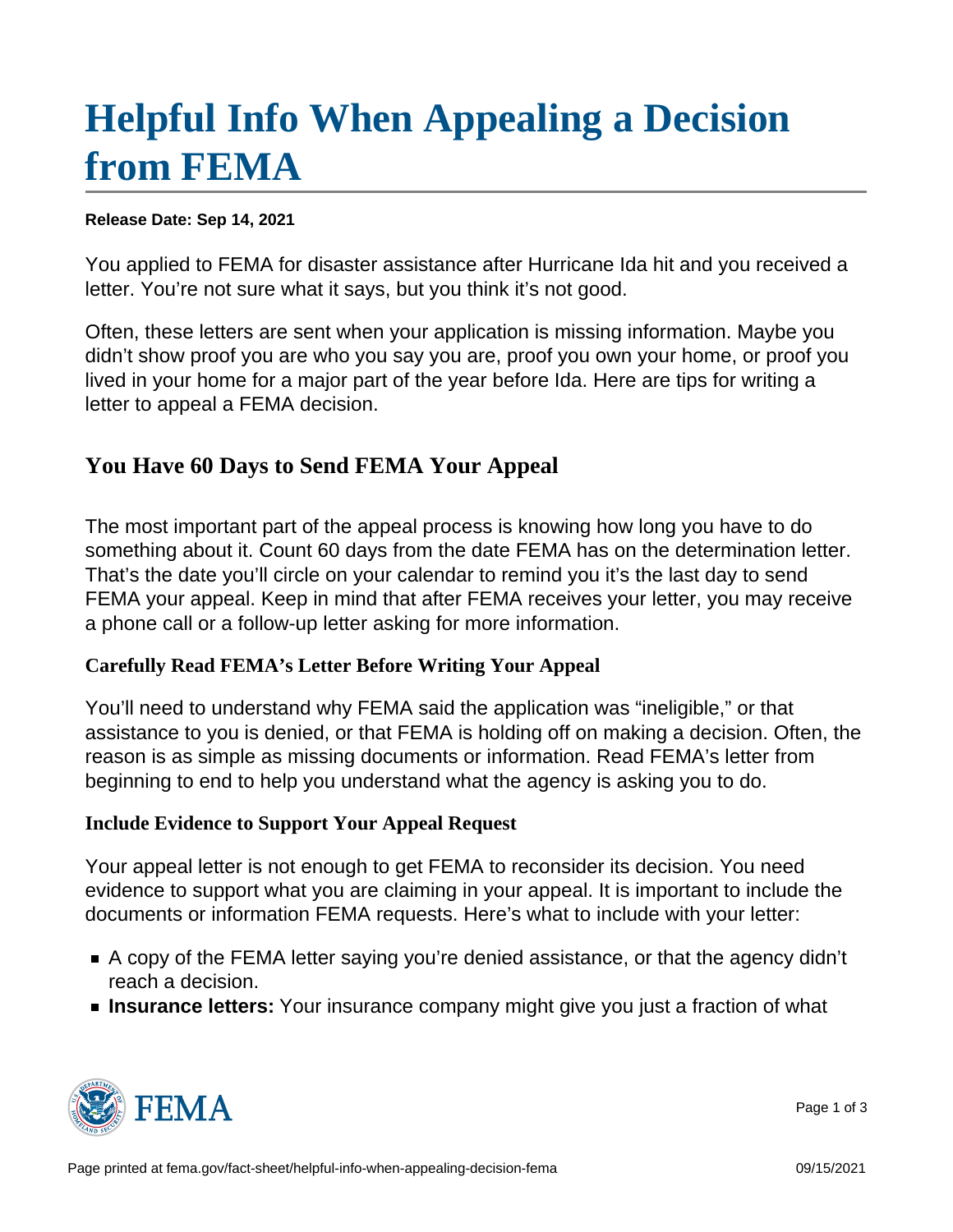# Helpful Info When Appealing a Decision from FEMA

**Release Date: Sep 14, 2021**

You applied to FEMA for disaster assistance after Hurricane Ida hit and you received a letter. You're not sure what it says, but you think it's not good.

Often, these letters are sent when your application is missing information. Maybe you didn't show proof you are who you say you are, proof you own your home, or proof you lived in your home for a major part of the year before Ida. Here are tips for writing a letter to appeal a FEMA decision.

## You Have 60 Days to Send FEMA Your Appeal

The most important part of the appeal process is knowing how long you have to do something about it. Count 60 days from the date FEMA has on the determination letter. That's the date you'll circle on your calendar to remind you it's the last day to send FEMA your appeal. Keep in mind that after FEMA receives your letter, you may receive a phone call or a follow-up letter asking for more information.

### Carefully Read FEMA's Letter Before Writing Your Appeal

You'll need to understand why FEMA said the application was "ineligible," or that assistance to you is denied, or that FEMA is holding off on making a decision. Often, the reason is as simple as missing documents or information. Read FEMA's letter from beginning to end to help you understand what the agency is asking you to do.

### Include Evidence to Support Your Appeal Request

Your appeal letter is not enough to get FEMA to reconsider its decision. You need evidence to support what you are claiming in your appeal. It is important to include the documents or information FEMA requests. Here's what to include with your letter:

- A copy of the FEMA letter saying you're denied assistance, or that the agency didn't reach a decision.
- **Insurance letters:** Your insurance company might give you just a fraction of what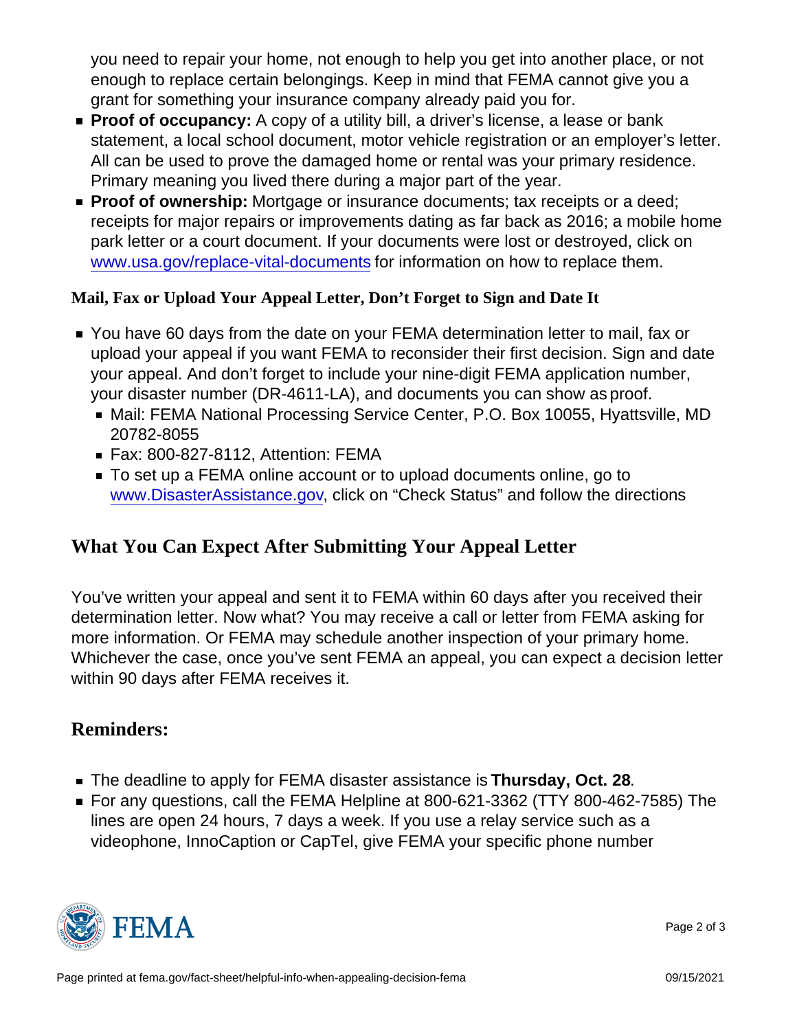you need to repair your home, not enough to help you get into another place, or not enough to replace certain belongings. Keep in mind that FEMA cannot give you a grant for something your insurance company already paid you for.
- **Proof of occupancy:** A copy of a utility bill, a driver's license, a lease or bank statement, a local school document, motor vehicle registration or an employer's letter. All can be used to prove the damaged home or rental was your primary residence. Primary meaning you lived there during a major part of the year.
- **Proof of ownership:** Mortgage or insurance documents; tax receipts or a deed; receipts for major repairs or improvements dating as far back as 2016; a mobile home park letter or a court document. If your documents were lost or destroyed, click on www.usa.gov/replace-vital-documents for information on how to replace them.

### Mail, Fax or Upload Your Appeal Letter, Don't Forget to Sign and Date It

- You have 60 days from the date on your FEMA determination letter to mail, fax or upload your appeal if you want FEMA to reconsider their first decision. Sign and date your appeal. And don't forget to include your nine-digit FEMA application number, your disaster number (DR-4611-LA), and documents you can show as proof.
  - Mail: FEMA National Processing Service Center, P.O. Box 10055, Hyattsville, MD 20782-8055
  - Fax: 800-827-8112, Attention: FEMA
  - To set up a FEMA online account or to upload documents online, go to www.DisasterAssistance.gov, click on "Check Status" and follow the directions

## What You Can Expect After Submitting Your Appeal Letter

You've written your appeal and sent it to FEMA within 60 days after you received their determination letter. Now what? You may receive a call or letter from FEMA asking for more information. Or FEMA may schedule another inspection of your primary home. Whichever the case, once you've sent FEMA an appeal, you can expect a decision letter within 90 days after FEMA receives it.

## Reminders:

- The deadline to apply for FEMA disaster assistance is **Thursday, Oct. 28**.
- For any questions, call the FEMA Helpline at 800-621-3362 (TTY 800-462-7585) The lines are open 24 hours, 7 days a week. If you use a relay service such as a videophone, InnoCaption or CapTel, give FEMA your specific phone number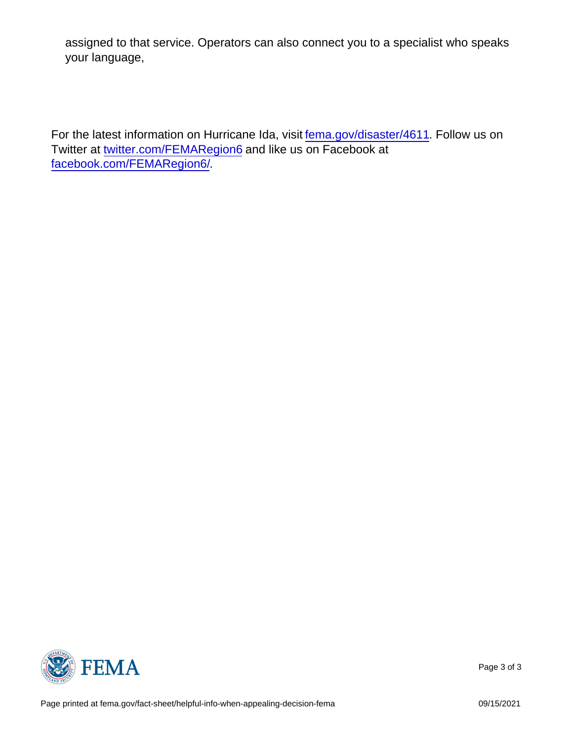assigned to that service. Operators can also connect you to a specialist who speaks your language,

For the latest information on Hurricane Ida, visit fema.gov/disaster/4611. Follow us on Twitter at twitter.com/FEMARegion6 and like us on Facebook at facebook.com/FEMARegion6/.